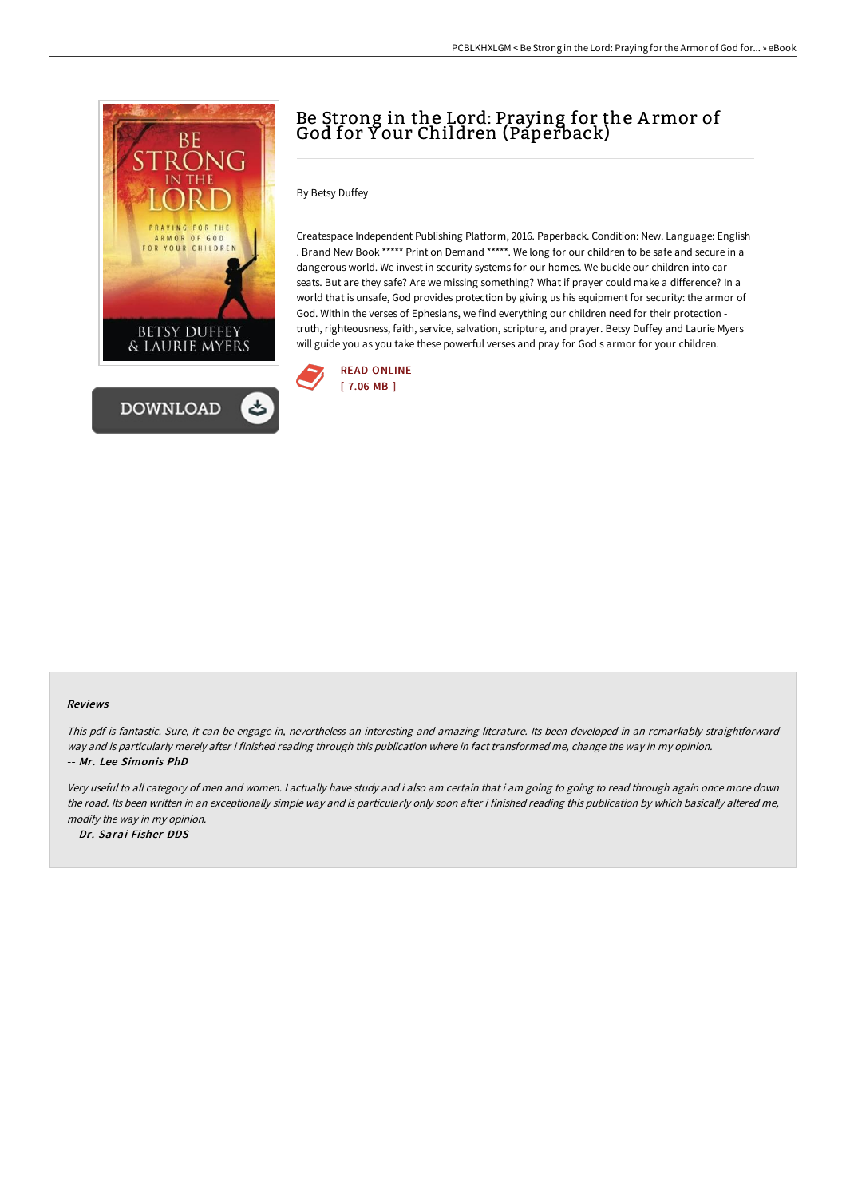# Be Strong in the Lord: Praying for the Armor of God for Your Children (Paperback)

By Betsy Duffey

Createspace Independent Publishing Platform, 2016. Paperback. Condition: New. Language: English . Brand New Book ***** Print on Demand *****. We long for our children to be safe and secure in a dangerous world. We invest in security systems for our homes. We buckle our children into car seats. But are they safe? Are we missing something? What if prayer could make a difference? In a world that is unsafe, God provides protection by giving us his equipment for security: the armor of God. Within the verses of Ephesians, we find everything our children need for their protection - truth, righteousness, faith, service, salvation, scripture, and prayer. Betsy Duffey and Laurie Myers will guide you as you take these powerful verses and pray for God s armor for your children.

READ ONLINE
[ 7.06 MB ]

DOWNLOAD

#### Reviews

*This pdf is fantastic. Sure, it can be engage in, nevertheless an interesting and amazing literature. Its been developed in an remarkably straightforward way and is particularly merely after i finished reading through this publication where in fact transformed me, change the way in my opinion.*

*-- **Mr. Lee Simonis PhD***

*Very useful to all category of men and women. I actually have study and i also am certain that i am going to going to read through again once more down the road. Its been written in an exceptionally simple way and is particularly only soon after i finished reading this publication by which basically altered me, modify the way in my opinion.*

*-- **Dr. Sarai Fisher DDS***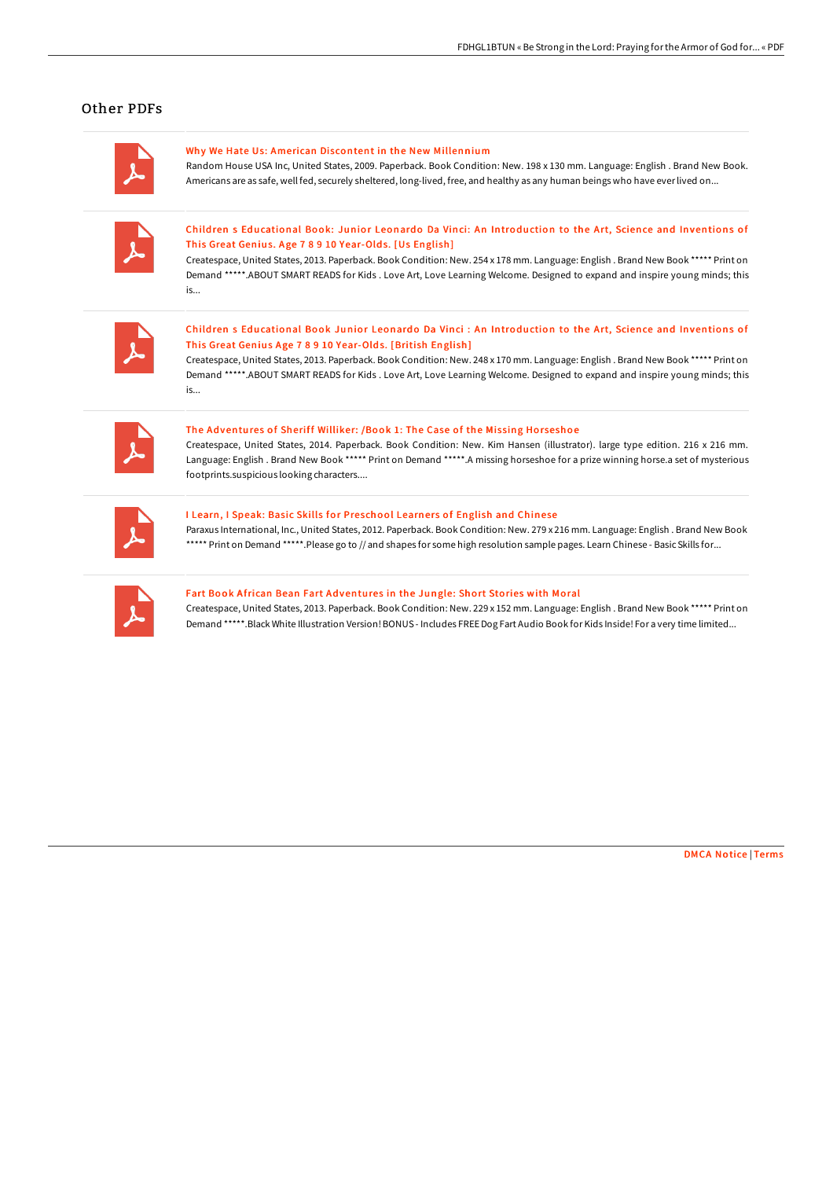## Other PDFs

### Why We Hate Us: American Discontent in the New Millennium

Random House USA Inc, United States, 2009. Paperback. Book Condition: New. 198 x 130 mm. Language: English . Brand New Book. Americans are as safe, well fed, securely sheltered, long-lived, free, and healthy as any human beings who have ever lived on...

### Children s Educational Book: Junior Leonardo Da Vinci: An Introduction to the Art, Science and Inventions of This Great Genius. Age 7 8 9 10 Year-Olds. [Us English]

Createspace, United States, 2013. Paperback. Book Condition: New. 254 x 178 mm. Language: English . Brand New Book ***** Print on Demand *****.ABOUT SMART READS for Kids . Love Art, Love Learning Welcome. Designed to expand and inspire young minds; this is...

### Children s Educational Book Junior Leonardo Da Vinci : An Introduction to the Art, Science and Inventions of This Great Genius Age 7 8 9 10 Year-Olds. [British English]

Createspace, United States, 2013. Paperback. Book Condition: New. 248 x 170 mm. Language: English . Brand New Book ***** Print on Demand *****.ABOUT SMART READS for Kids . Love Art, Love Learning Welcome. Designed to expand and inspire young minds; this is...

### The Adventures of Sheriff Williker: /Book 1: The Case of the Missing Horseshoe

Createspace, United States, 2014. Paperback. Book Condition: New. Kim Hansen (illustrator). large type edition. 216 x 216 mm. Language: English . Brand New Book ***** Print on Demand *****.A missing horseshoe for a prize winning horse.a set of mysterious footprints.suspicious looking characters....

### I Learn, I Speak: Basic Skills for Preschool Learners of English and Chinese

Paraxus International, Inc., United States, 2012. Paperback. Book Condition: New. 279 x 216 mm. Language: English . Brand New Book ***** Print on Demand *****.Please go to // and shapes for some high resolution sample pages. Learn Chinese - Basic Skills for...

### Fart Book African Bean Fart Adventures in the Jungle: Short Stories with Moral

Createspace, United States, 2013. Paperback. Book Condition: New. 229 x 152 mm. Language: English . Brand New Book ***** Print on Demand *****.Black White Illustration Version! BONUS - Includes FREE Dog Fart Audio Book for Kids Inside! For a very time limited...

DMCA Notice | Terms